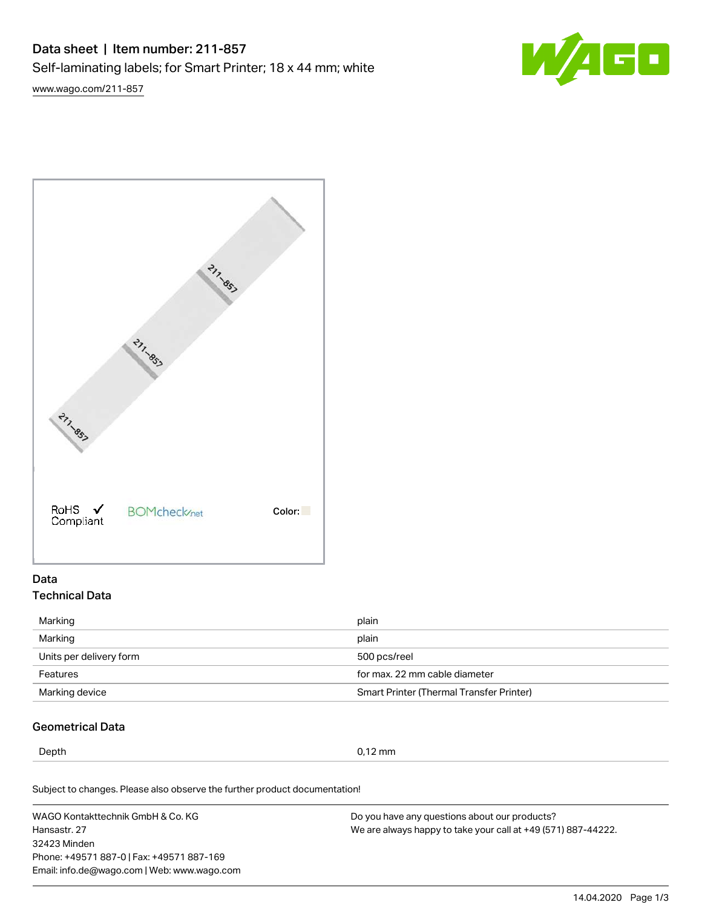# Data sheet | Item number: 211-857

Self-laminating labels; for Smart Printer; 18 x 44 mm; white

www.wago.com/211-857

RoHS Compliant   BOMcheck.net   Color:

## Data

### Technical Data

| | |
|---|---|
| Marking | plain |
| Marking | plain |
| Units per delivery form | 500 pcs/reel |
| Features | for max. 22 mm cable diameter |
| Marking device | Smart Printer (Thermal Transfer Printer) |

### Geometrical Data

| | |
|---|---|
| Depth | 0,12 mm |

Subject to changes. Please also observe the further product documentation!

WAGO Kontakttechnik GmbH & Co. KG
Hansastr. 27
32423 Minden
Phone: +49571 887-0 | Fax: +49571 887-169
Email: info.de@wago.com | Web: www.wago.com

Do you have any questions about our products?
We are always happy to take your call at +49 (571) 887-44222.

14.04.2020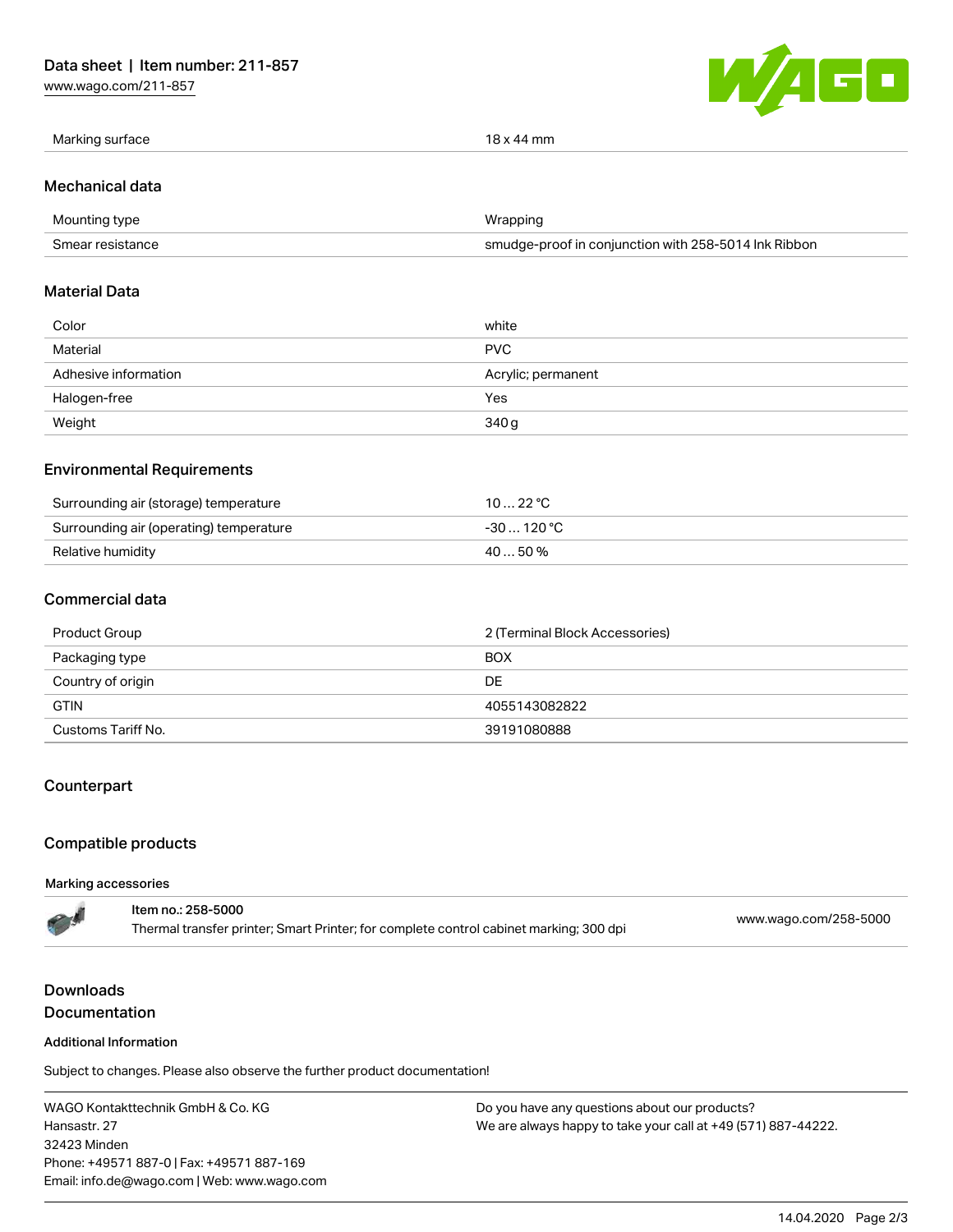| | |
|---|---|
| Marking surface | 18 x 44 mm |

## Mechanical data

| | |
|---|---|
| Mounting type | Wrapping |
| Smear resistance | smudge-proof in conjunction with 258-5014 Ink Ribbon |

## Material Data

| | |
|---|---|
| Color | white |
| Material | PVC |
| Adhesive information | Acrylic; permanent |
| Halogen-free | Yes |
| Weight | 340 g |

## Environmental Requirements

| | |
|---|---|
| Surrounding air (storage) temperature | 10 … 22 °C |
| Surrounding air (operating) temperature | -30 … 120 °C |
| Relative humidity | 40 … 50 % |

## Commercial data

| | |
|---|---|
| Product Group | 2 (Terminal Block Accessories) |
| Packaging type | BOX |
| Country of origin | DE |
| GTIN | 4055143082822 |
| Customs Tariff No. | 39191080888 |

## Counterpart

## Compatible products

#### Marking accessories

| | |
|---|---|
| Item no.: 258-5000<br>Thermal transfer printer; Smart Printer; for complete control cabinet marking; 300 dpi | www.wago.com/258-5000 |

## Downloads

## Documentation

#### Additional Information

Subject to changes. Please also observe the further product documentation!

WAGO Kontakttechnik GmbH & Co. KG
Hansastr. 27
32423 Minden
Phone: +49571 887-0 | Fax: +49571 887-169
Email: info.de@wago.com | Web: www.wago.com

Do you have any questions about our products?
We are always happy to take your call at +49 (571) 887-44222.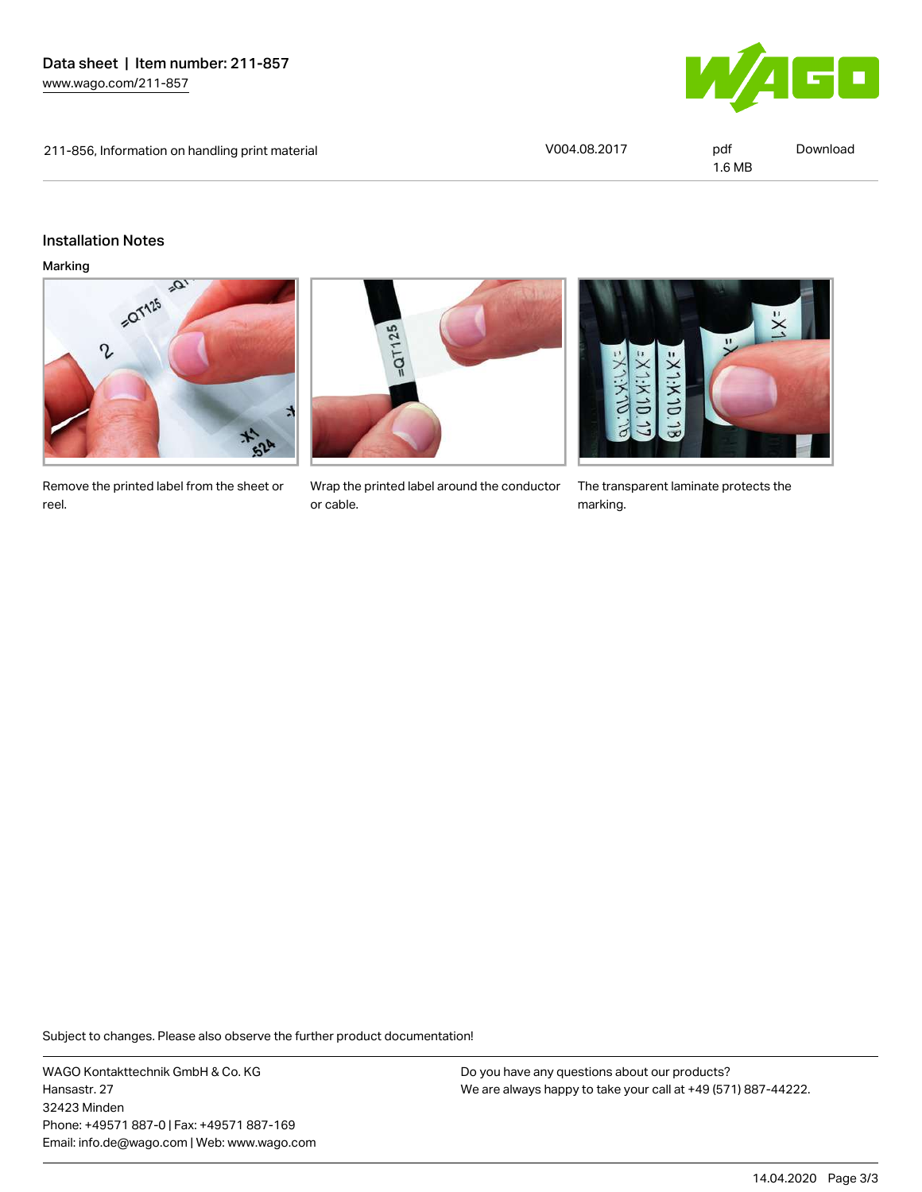| | | | |
|---|---|---|---|
| 211-856, Information on handling print material | V004.08.2017 | pdf<br>1.6 MB | Download |

## Installation Notes

### Marking

Remove the printed label from the sheet or reel.

Wrap the printed label around the conductor or cable.

The transparent laminate protects the marking.

Subject to changes. Please also observe the further product documentation!

WAGO Kontakttechnik GmbH & Co. KG
Hansastr. 27
32423 Minden
Phone: +49571 887-0 | Fax: +49571 887-169
Email: info.de@wago.com | Web: www.wago.com

Do you have any questions about our products?
We are always happy to take your call at +49 (571) 887-44222.